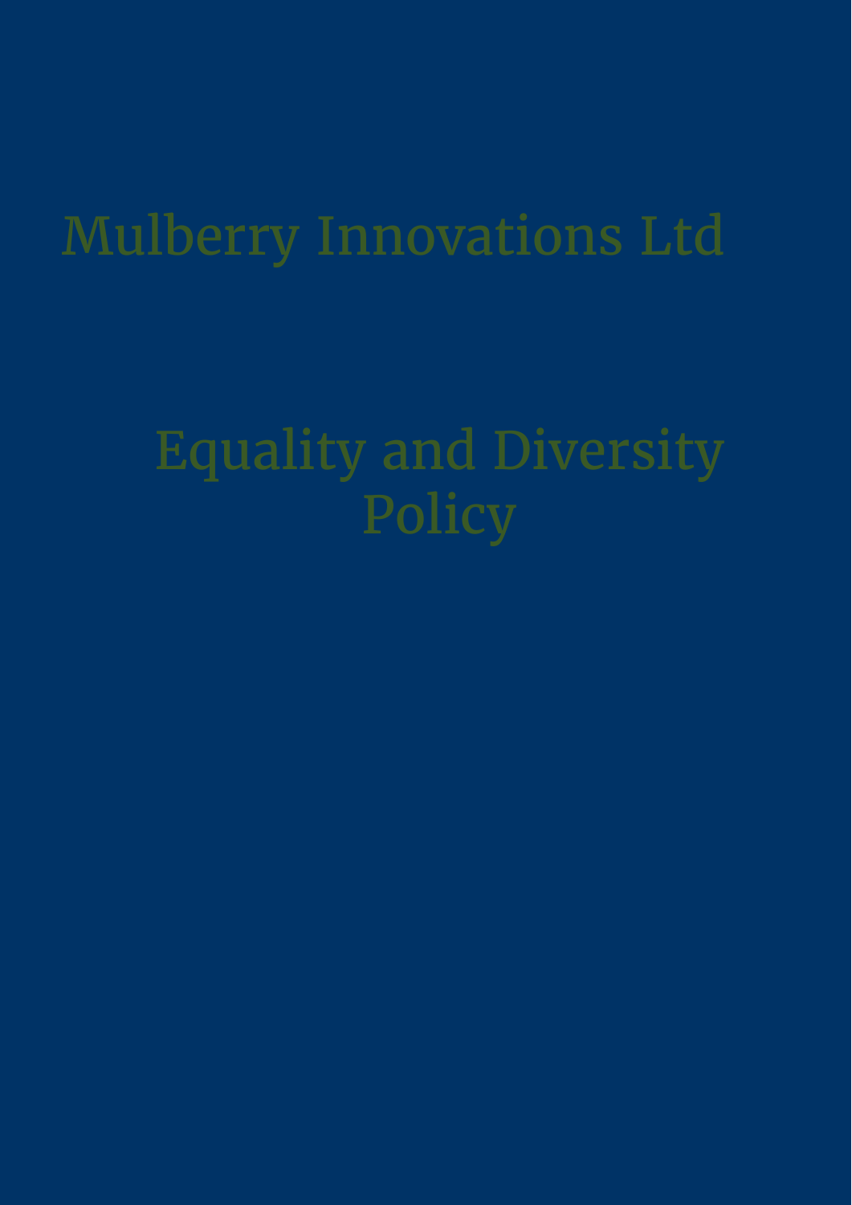# Mulberry Innovations Ltd

# Equality and Diversity Policy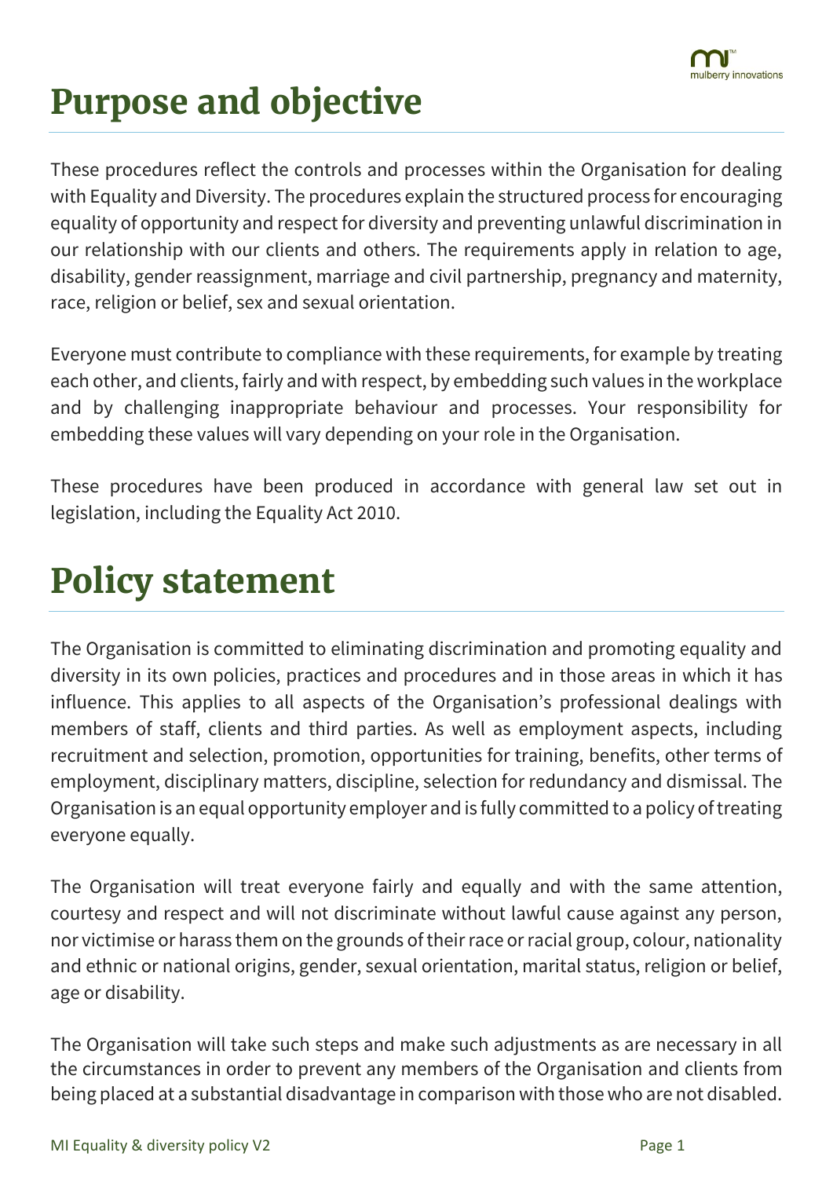# Purpose and objective

These procedures reflect the controls and processes within the Organisation for dealing with Equality and Diversity. The procedures explain the structured process for encouraging equality of opportunity and respect for diversity and preventing unlawful discrimination in our relationship with our clients and others. The requirements apply in relation to age, disability, gender reassignment, marriage and civil partnership, pregnancy and maternity, race, religion or belief, sex and sexual orientation.

Everyone must contribute to compliance with these requirements, for example by treating each other, and clients, fairly and with respect, by embedding such values in the workplace and by challenging inappropriate behaviour and processes. Your responsibility for embedding these values will vary depending on your role in the Organisation.

These procedures have been produced in accordance with general law set out in legislation, including the Equality Act 2010.

# Policy statement

The Organisation is committed to eliminating discrimination and promoting equality and diversity in its own policies, practices and procedures and in those areas in which it has influence. This applies to all aspects of the Organisation's professional dealings with members of staff, clients and third parties. As well as employment aspects, including recruitment and selection, promotion, opportunities for training, benefits, other terms of employment, disciplinary matters, discipline, selection for redundancy and dismissal. The Organisation is an equal opportunity employer and is fully committed to a policy of treating everyone equally.

The Organisation will treat everyone fairly and equally and with the same attention, courtesy and respect and will not discriminate without lawful cause against any person, nor victimise or harass them on the grounds of their race or racial group, colour, nationality and ethnic or national origins, gender, sexual orientation, marital status, religion or belief, age or disability.

The Organisation will take such steps and make such adjustments as are necessary in all the circumstances in order to prevent any members of the Organisation and clients from being placed at a substantial disadvantage in comparison with those who are not disabled.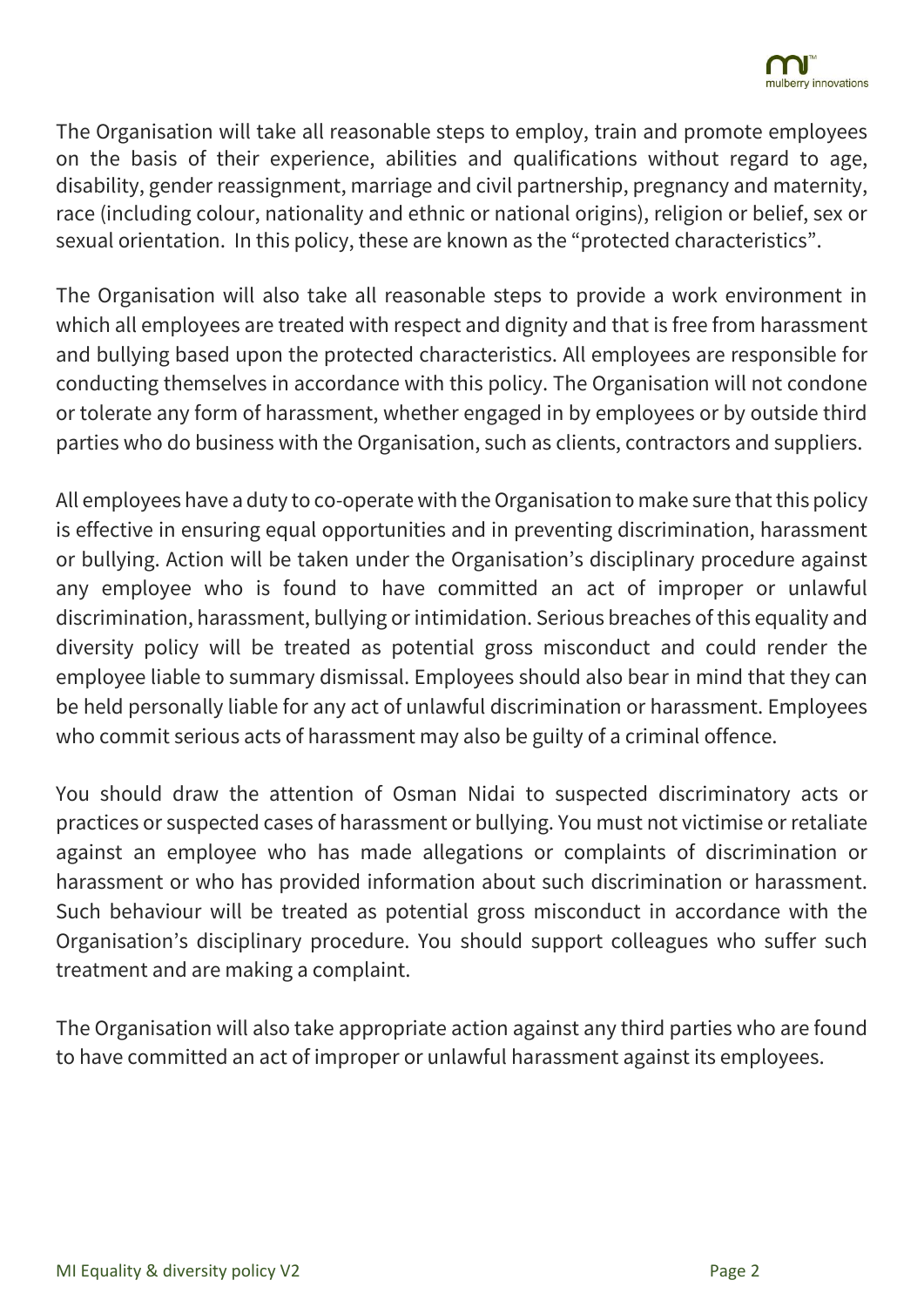The Organisation will take all reasonable steps to employ, train and promote employees on the basis of their experience, abilities and qualifications without regard to age, disability, gender reassignment, marriage and civil partnership, pregnancy and maternity, race (including colour, nationality and ethnic or national origins), religion or belief, sex or sexual orientation. In this policy, these are known as the "protected characteristics".

The Organisation will also take all reasonable steps to provide a work environment in which all employees are treated with respect and dignity and that is free from harassment and bullying based upon the protected characteristics. All employees are responsible for conducting themselves in accordance with this policy. The Organisation will not condone or tolerate any form of harassment, whether engaged in by employees or by outside third parties who do business with the Organisation, such as clients, contractors and suppliers.

All employees have a duty to co-operate with the Organisation to make sure that this policy is effective in ensuring equal opportunities and in preventing discrimination, harassment or bullying. Action will be taken under the Organisation's disciplinary procedure against any employee who is found to have committed an act of improper or unlawful discrimination, harassment, bullying or intimidation. Serious breaches of this equality and diversity policy will be treated as potential gross misconduct and could render the employee liable to summary dismissal. Employees should also bear in mind that they can be held personally liable for any act of unlawful discrimination or harassment. Employees who commit serious acts of harassment may also be guilty of a criminal offence.

You should draw the attention of Osman Nidai to suspected discriminatory acts or practices or suspected cases of harassment or bullying. You must not victimise or retaliate against an employee who has made allegations or complaints of discrimination or harassment or who has provided information about such discrimination or harassment. Such behaviour will be treated as potential gross misconduct in accordance with the Organisation's disciplinary procedure. You should support colleagues who suffer such treatment and are making a complaint.

The Organisation will also take appropriate action against any third parties who are found to have committed an act of improper or unlawful harassment against its employees.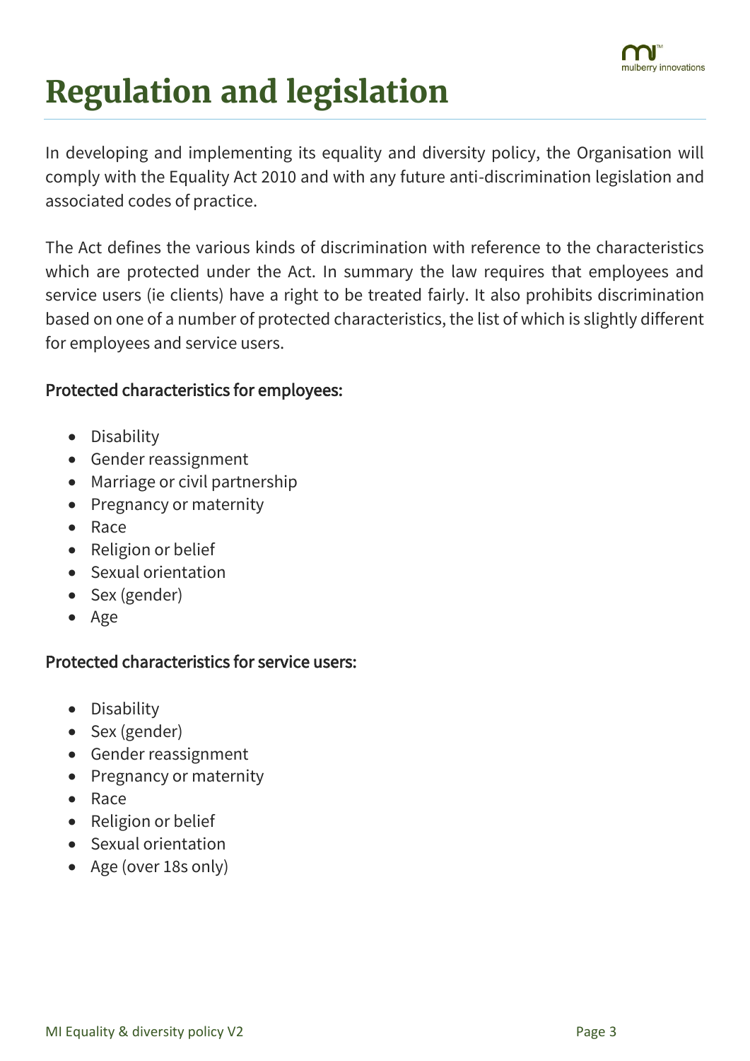# Regulation and legislation

In developing and implementing its equality and diversity policy, the Organisation will comply with the Equality Act 2010 and with any future anti-discrimination legislation and associated codes of practice.

The Act defines the various kinds of discrimination with reference to the characteristics which are protected under the Act. In summary the law requires that employees and service users (ie clients) have a right to be treated fairly. It also prohibits discrimination based on one of a number of protected characteristics, the list of which is slightly different for employees and service users.

### Protected characteristics for employees:

- Disability
- Gender reassignment
- Marriage or civil partnership
- Pregnancy or maternity
- Race
- Religion or belief
- Sexual orientation
- Sex (gender)
- Age

### Protected characteristics for service users:

- Disability
- Sex (gender)
- Gender reassignment
- Pregnancy or maternity
- Race
- Religion or belief
- Sexual orientation
- Age (over 18s only)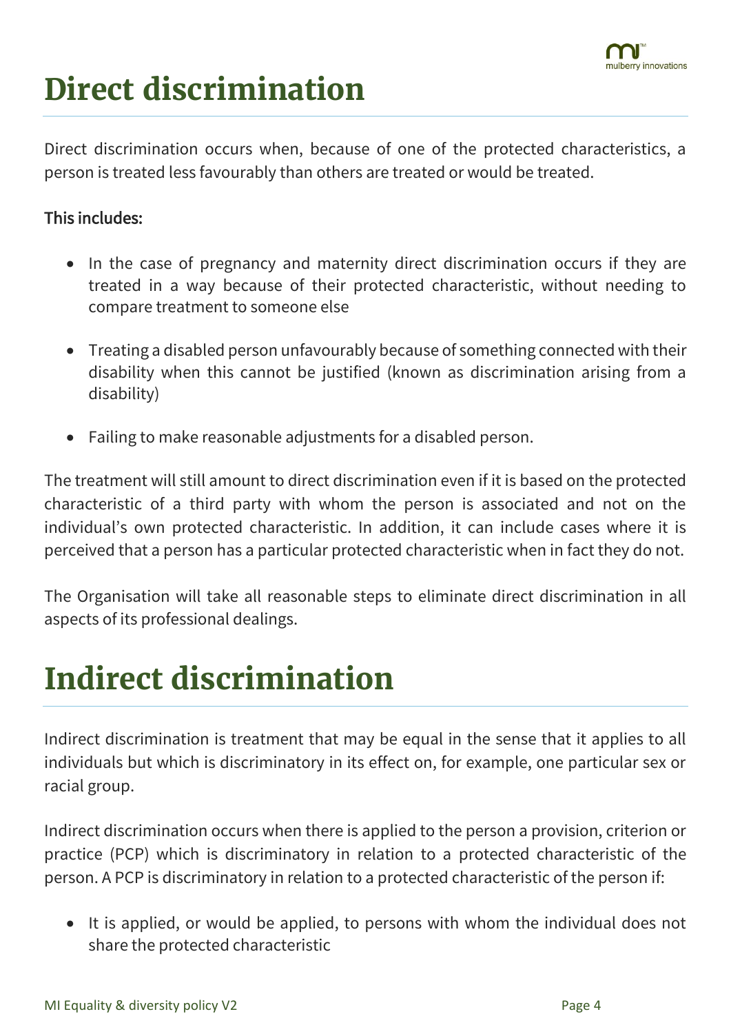# Direct discrimination

Direct discrimination occurs when, because of one of the protected characteristics, a person is treated less favourably than others are treated or would be treated.

This includes:

- In the case of pregnancy and maternity direct discrimination occurs if they are treated in a way because of their protected characteristic, without needing to compare treatment to someone else
- Treating a disabled person unfavourably because of something connected with their disability when this cannot be justified (known as discrimination arising from a disability)
- Failing to make reasonable adjustments for a disabled person.

The treatment will still amount to direct discrimination even if it is based on the protected characteristic of a third party with whom the person is associated and not on the individual's own protected characteristic. In addition, it can include cases where it is perceived that a person has a particular protected characteristic when in fact they do not.

The Organisation will take all reasonable steps to eliminate direct discrimination in all aspects of its professional dealings.

# Indirect discrimination

Indirect discrimination is treatment that may be equal in the sense that it applies to all individuals but which is discriminatory in its effect on, for example, one particular sex or racial group.

Indirect discrimination occurs when there is applied to the person a provision, criterion or practice (PCP) which is discriminatory in relation to a protected characteristic of the person. A PCP is discriminatory in relation to a protected characteristic of the person if:

- It is applied, or would be applied, to persons with whom the individual does not share the protected characteristic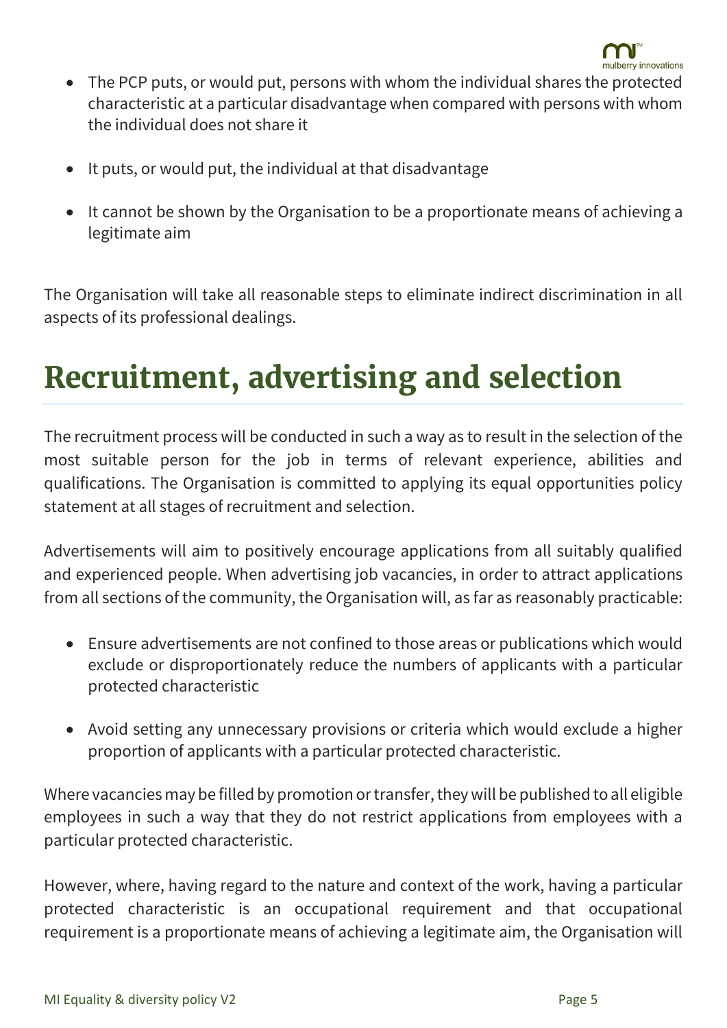- The PCP puts, or would put, persons with whom the individual shares the protected characteristic at a particular disadvantage when compared with persons with whom the individual does not share it

- It puts, or would put, the individual at that disadvantage

- It cannot be shown by the Organisation to be a proportionate means of achieving a legitimate aim

The Organisation will take all reasonable steps to eliminate indirect discrimination in all aspects of its professional dealings.

# Recruitment, advertising and selection

The recruitment process will be conducted in such a way as to result in the selection of the most suitable person for the job in terms of relevant experience, abilities and qualifications. The Organisation is committed to applying its equal opportunities policy statement at all stages of recruitment and selection.

Advertisements will aim to positively encourage applications from all suitably qualified and experienced people. When advertising job vacancies, in order to attract applications from all sections of the community, the Organisation will, as far as reasonably practicable:

- Ensure advertisements are not confined to those areas or publications which would exclude or disproportionately reduce the numbers of applicants with a particular protected characteristic

- Avoid setting any unnecessary provisions or criteria which would exclude a higher proportion of applicants with a particular protected characteristic.

Where vacancies may be filled by promotion or transfer, they will be published to all eligible employees in such a way that they do not restrict applications from employees with a particular protected characteristic.

However, where, having regard to the nature and context of the work, having a particular protected characteristic is an occupational requirement and that occupational requirement is a proportionate means of achieving a legitimate aim, the Organisation will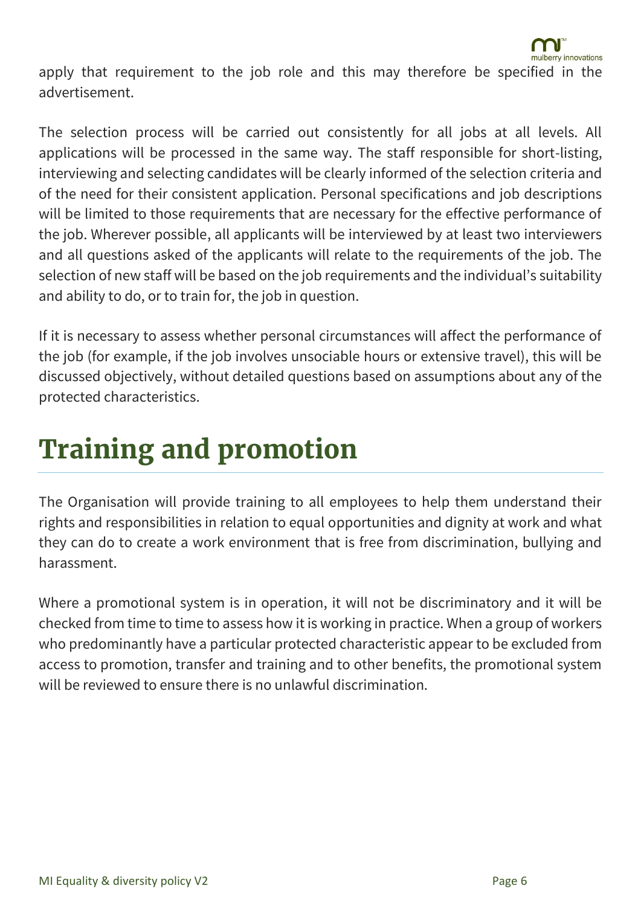apply that requirement to the job role and this may therefore be specified in the advertisement.

The selection process will be carried out consistently for all jobs at all levels. All applications will be processed in the same way. The staff responsible for short-listing, interviewing and selecting candidates will be clearly informed of the selection criteria and of the need for their consistent application. Personal specifications and job descriptions will be limited to those requirements that are necessary for the effective performance of the job. Wherever possible, all applicants will be interviewed by at least two interviewers and all questions asked of the applicants will relate to the requirements of the job. The selection of new staff will be based on the job requirements and the individual's suitability and ability to do, or to train for, the job in question.

If it is necessary to assess whether personal circumstances will affect the performance of the job (for example, if the job involves unsociable hours or extensive travel), this will be discussed objectively, without detailed questions based on assumptions about any of the protected characteristics.

# Training and promotion

The Organisation will provide training to all employees to help them understand their rights and responsibilities in relation to equal opportunities and dignity at work and what they can do to create a work environment that is free from discrimination, bullying and harassment.

Where a promotional system is in operation, it will not be discriminatory and it will be checked from time to time to assess how it is working in practice. When a group of workers who predominantly have a particular protected characteristic appear to be excluded from access to promotion, transfer and training and to other benefits, the promotional system will be reviewed to ensure there is no unlawful discrimination.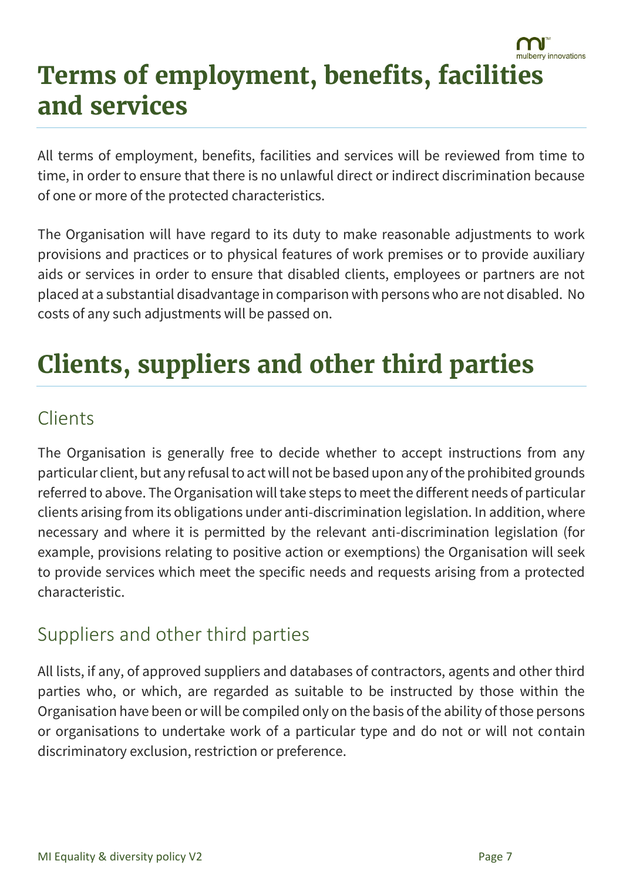# Terms of employment, benefits, facilities and services

All terms of employment, benefits, facilities and services will be reviewed from time to time, in order to ensure that there is no unlawful direct or indirect discrimination because of one or more of the protected characteristics.

The Organisation will have regard to its duty to make reasonable adjustments to work provisions and practices or to physical features of work premises or to provide auxiliary aids or services in order to ensure that disabled clients, employees or partners are not placed at a substantial disadvantage in comparison with persons who are not disabled. No costs of any such adjustments will be passed on.

# Clients, suppliers and other third parties

## Clients

The Organisation is generally free to decide whether to accept instructions from any particular client, but any refusal to act will not be based upon any of the prohibited grounds referred to above. The Organisation will take steps to meet the different needs of particular clients arising from its obligations under anti-discrimination legislation. In addition, where necessary and where it is permitted by the relevant anti-discrimination legislation (for example, provisions relating to positive action or exemptions) the Organisation will seek to provide services which meet the specific needs and requests arising from a protected characteristic.

## Suppliers and other third parties

All lists, if any, of approved suppliers and databases of contractors, agents and other third parties who, or which, are regarded as suitable to be instructed by those within the Organisation have been or will be compiled only on the basis of the ability of those persons or organisations to undertake work of a particular type and do not or will not contain discriminatory exclusion, restriction or preference.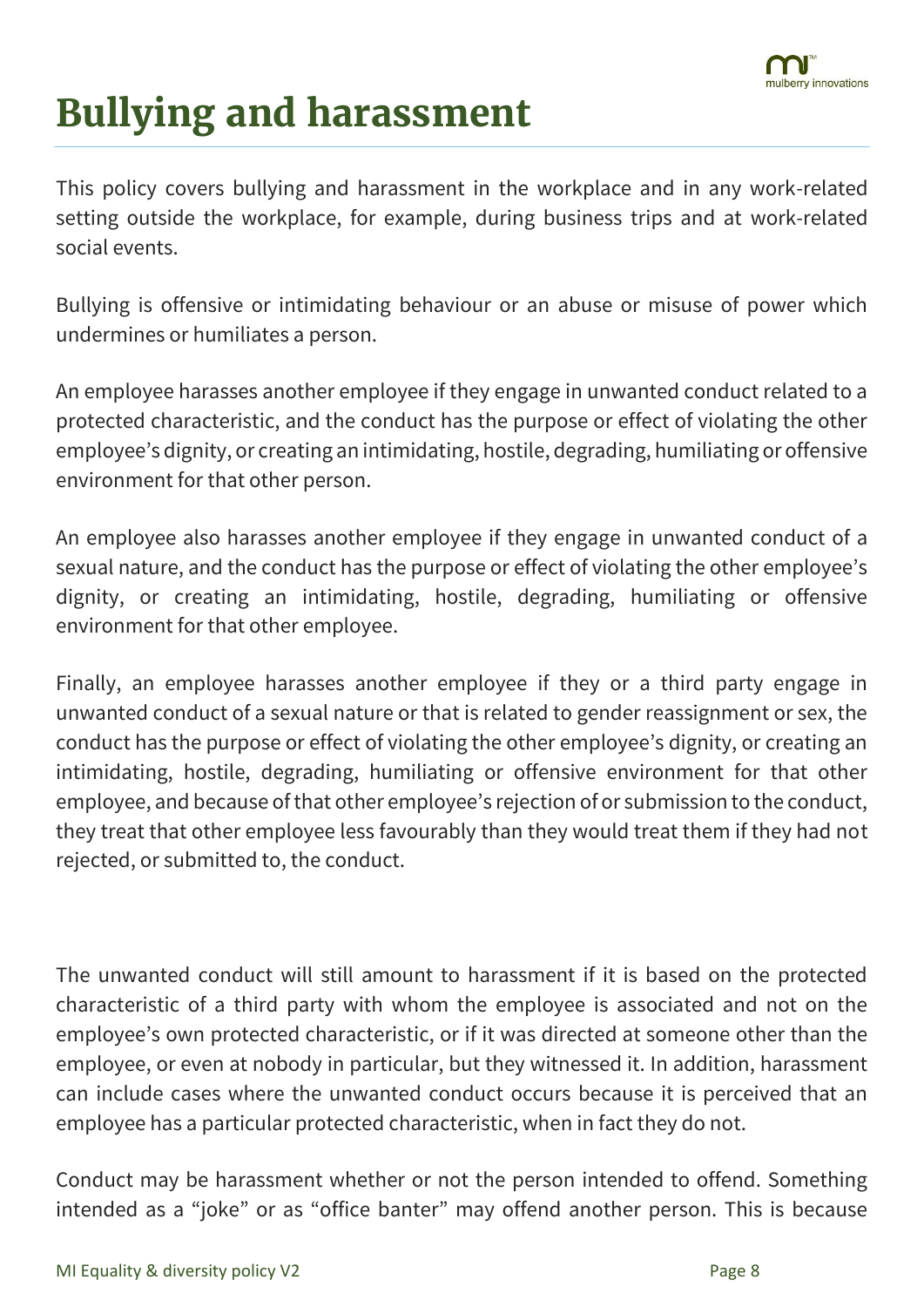# Bullying and harassment

This policy covers bullying and harassment in the workplace and in any work-related setting outside the workplace, for example, during business trips and at work-related social events.

Bullying is offensive or intimidating behaviour or an abuse or misuse of power which undermines or humiliates a person.

An employee harasses another employee if they engage in unwanted conduct related to a protected characteristic, and the conduct has the purpose or effect of violating the other employee's dignity, or creating an intimidating, hostile, degrading, humiliating or offensive environment for that other person.

An employee also harasses another employee if they engage in unwanted conduct of a sexual nature, and the conduct has the purpose or effect of violating the other employee's dignity, or creating an intimidating, hostile, degrading, humiliating or offensive environment for that other employee.

Finally, an employee harasses another employee if they or a third party engage in unwanted conduct of a sexual nature or that is related to gender reassignment or sex, the conduct has the purpose or effect of violating the other employee's dignity, or creating an intimidating, hostile, degrading, humiliating or offensive environment for that other employee, and because of that other employee's rejection of or submission to the conduct, they treat that other employee less favourably than they would treat them if they had not rejected, or submitted to, the conduct.

The unwanted conduct will still amount to harassment if it is based on the protected characteristic of a third party with whom the employee is associated and not on the employee's own protected characteristic, or if it was directed at someone other than the employee, or even at nobody in particular, but they witnessed it. In addition, harassment can include cases where the unwanted conduct occurs because it is perceived that an employee has a particular protected characteristic, when in fact they do not.

Conduct may be harassment whether or not the person intended to offend. Something intended as a "joke" or as "office banter" may offend another person. This is because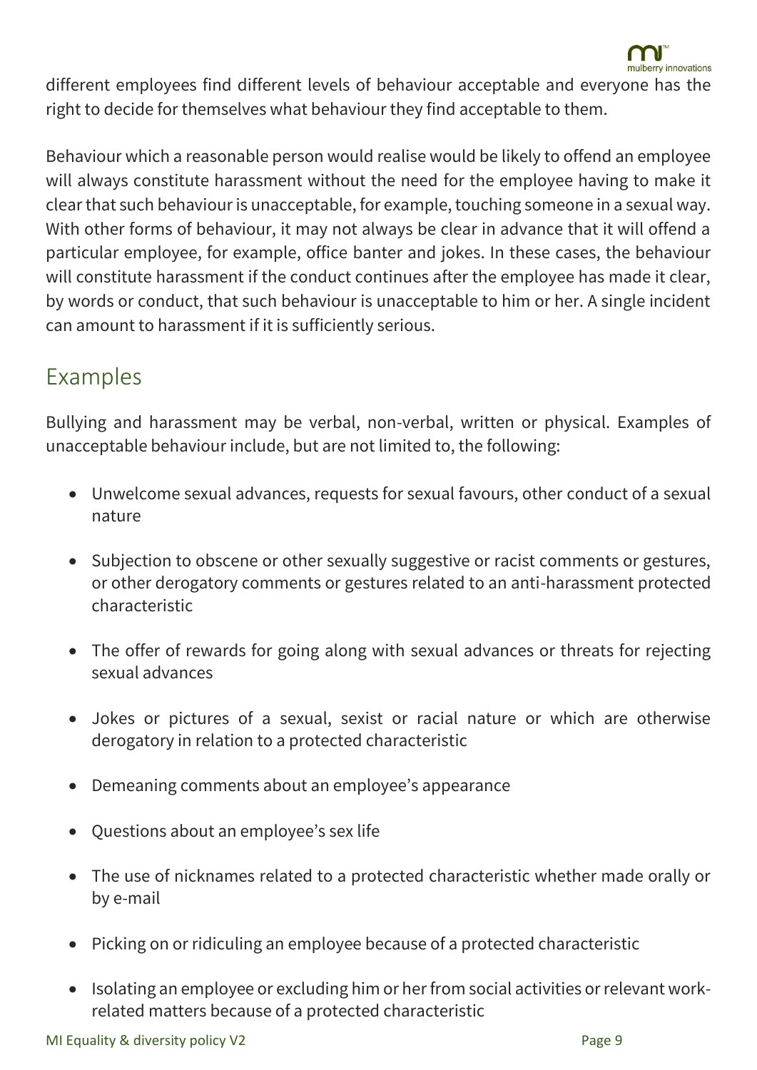different employees find different levels of behaviour acceptable and everyone has the right to decide for themselves what behaviour they find acceptable to them.

Behaviour which a reasonable person would realise would be likely to offend an employee will always constitute harassment without the need for the employee having to make it clear that such behaviour is unacceptable, for example, touching someone in a sexual way. With other forms of behaviour, it may not always be clear in advance that it will offend a particular employee, for example, office banter and jokes. In these cases, the behaviour will constitute harassment if the conduct continues after the employee has made it clear, by words or conduct, that such behaviour is unacceptable to him or her. A single incident can amount to harassment if it is sufficiently serious.

## Examples

Bullying and harassment may be verbal, non-verbal, written or physical. Examples of unacceptable behaviour include, but are not limited to, the following:

- Unwelcome sexual advances, requests for sexual favours, other conduct of a sexual nature
- Subjection to obscene or other sexually suggestive or racist comments or gestures, or other derogatory comments or gestures related to an anti-harassment protected characteristic
- The offer of rewards for going along with sexual advances or threats for rejecting sexual advances
- Jokes or pictures of a sexual, sexist or racial nature or which are otherwise derogatory in relation to a protected characteristic
- Demeaning comments about an employee's appearance
- Questions about an employee's sex life
- The use of nicknames related to a protected characteristic whether made orally or by e-mail
- Picking on or ridiculing an employee because of a protected characteristic
- Isolating an employee or excluding him or her from social activities or relevant work-related matters because of a protected characteristic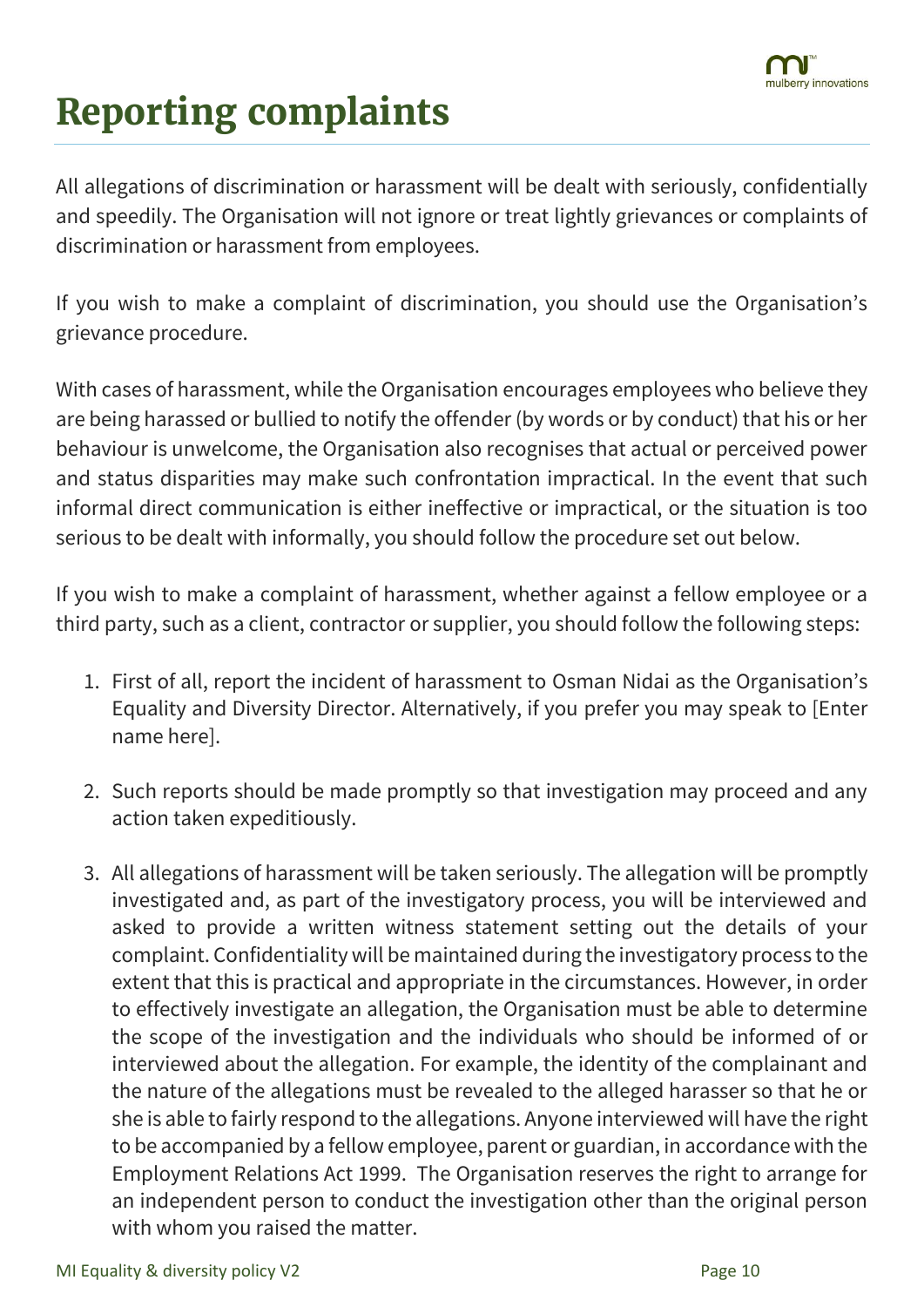# Reporting complaints

All allegations of discrimination or harassment will be dealt with seriously, confidentially and speedily. The Organisation will not ignore or treat lightly grievances or complaints of discrimination or harassment from employees.

If you wish to make a complaint of discrimination, you should use the Organisation's grievance procedure.

With cases of harassment, while the Organisation encourages employees who believe they are being harassed or bullied to notify the offender (by words or by conduct) that his or her behaviour is unwelcome, the Organisation also recognises that actual or perceived power and status disparities may make such confrontation impractical. In the event that such informal direct communication is either ineffective or impractical, or the situation is too serious to be dealt with informally, you should follow the procedure set out below.

If you wish to make a complaint of harassment, whether against a fellow employee or a third party, such as a client, contractor or supplier, you should follow the following steps:

1. First of all, report the incident of harassment to Osman Nidai as the Organisation's Equality and Diversity Director. Alternatively, if you prefer you may speak to [Enter name here].

2. Such reports should be made promptly so that investigation may proceed and any action taken expeditiously.

3. All allegations of harassment will be taken seriously. The allegation will be promptly investigated and, as part of the investigatory process, you will be interviewed and asked to provide a written witness statement setting out the details of your complaint. Confidentiality will be maintained during the investigatory process to the extent that this is practical and appropriate in the circumstances. However, in order to effectively investigate an allegation, the Organisation must be able to determine the scope of the investigation and the individuals who should be informed of or interviewed about the allegation. For example, the identity of the complainant and the nature of the allegations must be revealed to the alleged harasser so that he or she is able to fairly respond to the allegations. Anyone interviewed will have the right to be accompanied by a fellow employee, parent or guardian, in accordance with the Employment Relations Act 1999. The Organisation reserves the right to arrange for an independent person to conduct the investigation other than the original person with whom you raised the matter.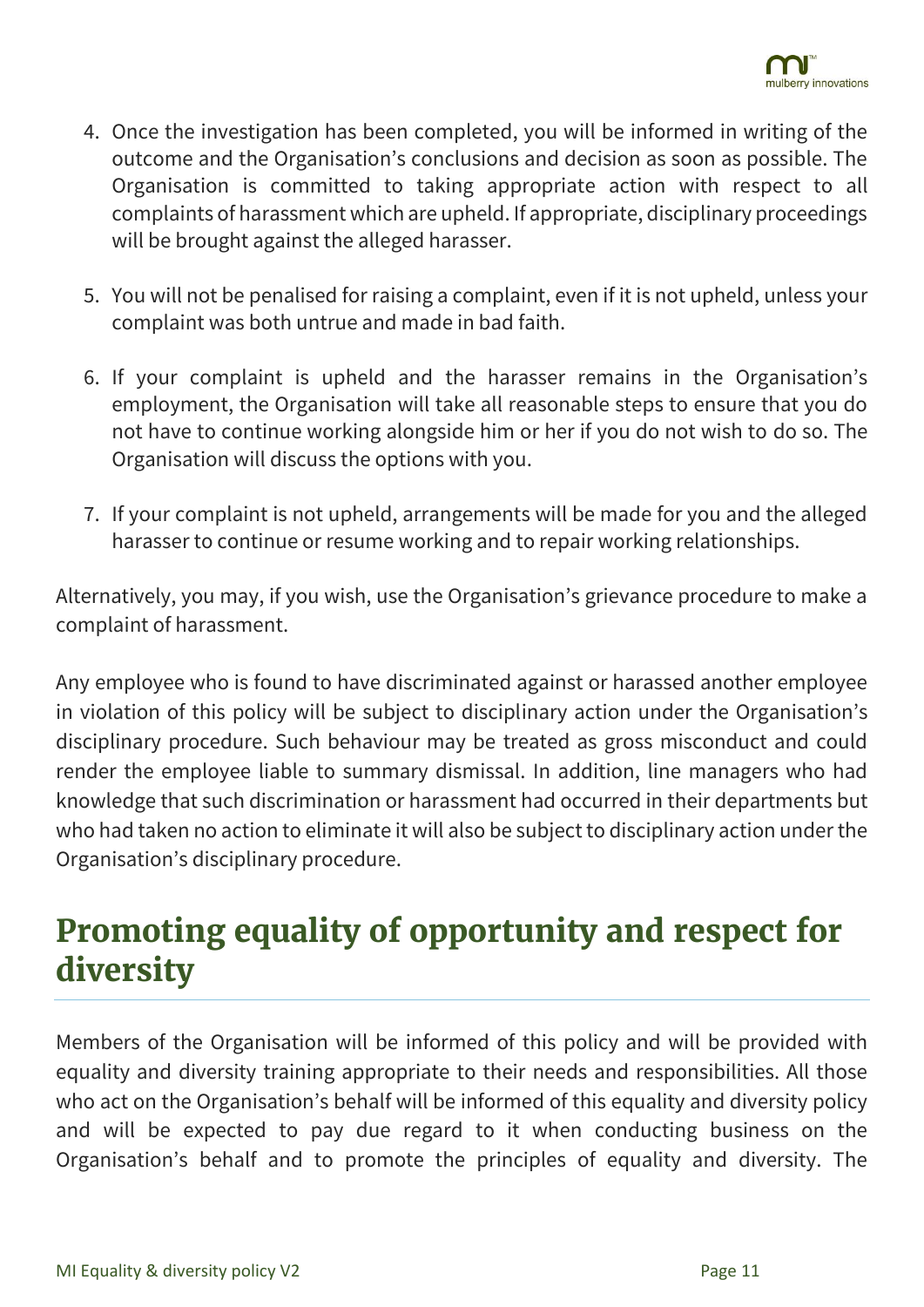4. Once the investigation has been completed, you will be informed in writing of the outcome and the Organisation's conclusions and decision as soon as possible. The Organisation is committed to taking appropriate action with respect to all complaints of harassment which are upheld. If appropriate, disciplinary proceedings will be brought against the alleged harasser.

5. You will not be penalised for raising a complaint, even if it is not upheld, unless your complaint was both untrue and made in bad faith.

6. If your complaint is upheld and the harasser remains in the Organisation's employment, the Organisation will take all reasonable steps to ensure that you do not have to continue working alongside him or her if you do not wish to do so. The Organisation will discuss the options with you.

7. If your complaint is not upheld, arrangements will be made for you and the alleged harasser to continue or resume working and to repair working relationships.

Alternatively, you may, if you wish, use the Organisation's grievance procedure to make a complaint of harassment.

Any employee who is found to have discriminated against or harassed another employee in violation of this policy will be subject to disciplinary action under the Organisation's disciplinary procedure. Such behaviour may be treated as gross misconduct and could render the employee liable to summary dismissal. In addition, line managers who had knowledge that such discrimination or harassment had occurred in their departments but who had taken no action to eliminate it will also be subject to disciplinary action under the Organisation's disciplinary procedure.

# Promoting equality of opportunity and respect for diversity

Members of the Organisation will be informed of this policy and will be provided with equality and diversity training appropriate to their needs and responsibilities. All those who act on the Organisation's behalf will be informed of this equality and diversity policy and will be expected to pay due regard to it when conducting business on the Organisation's behalf and to promote the principles of equality and diversity. The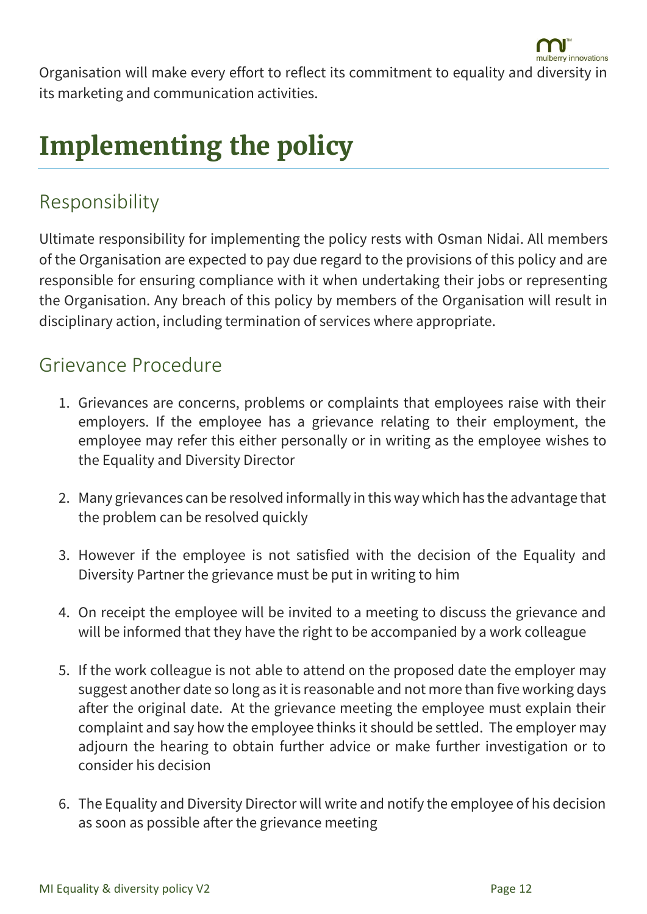Organisation will make every effort to reflect its commitment to equality and diversity in its marketing and communication activities.

# Implementing the policy

## Responsibility

Ultimate responsibility for implementing the policy rests with Osman Nidai. All members of the Organisation are expected to pay due regard to the provisions of this policy and are responsible for ensuring compliance with it when undertaking their jobs or representing the Organisation. Any breach of this policy by members of the Organisation will result in disciplinary action, including termination of services where appropriate.

## Grievance Procedure

1. Grievances are concerns, problems or complaints that employees raise with their employers. If the employee has a grievance relating to their employment, the employee may refer this either personally or in writing as the employee wishes to the Equality and Diversity Director

2. Many grievances can be resolved informally in this way which has the advantage that the problem can be resolved quickly

3. However if the employee is not satisfied with the decision of the Equality and Diversity Partner the grievance must be put in writing to him

4. On receipt the employee will be invited to a meeting to discuss the grievance and will be informed that they have the right to be accompanied by a work colleague

5. If the work colleague is not able to attend on the proposed date the employer may suggest another date so long as it is reasonable and not more than five working days after the original date. At the grievance meeting the employee must explain their complaint and say how the employee thinks it should be settled. The employer may adjourn the hearing to obtain further advice or make further investigation or to consider his decision

6. The Equality and Diversity Director will write and notify the employee of his decision as soon as possible after the grievance meeting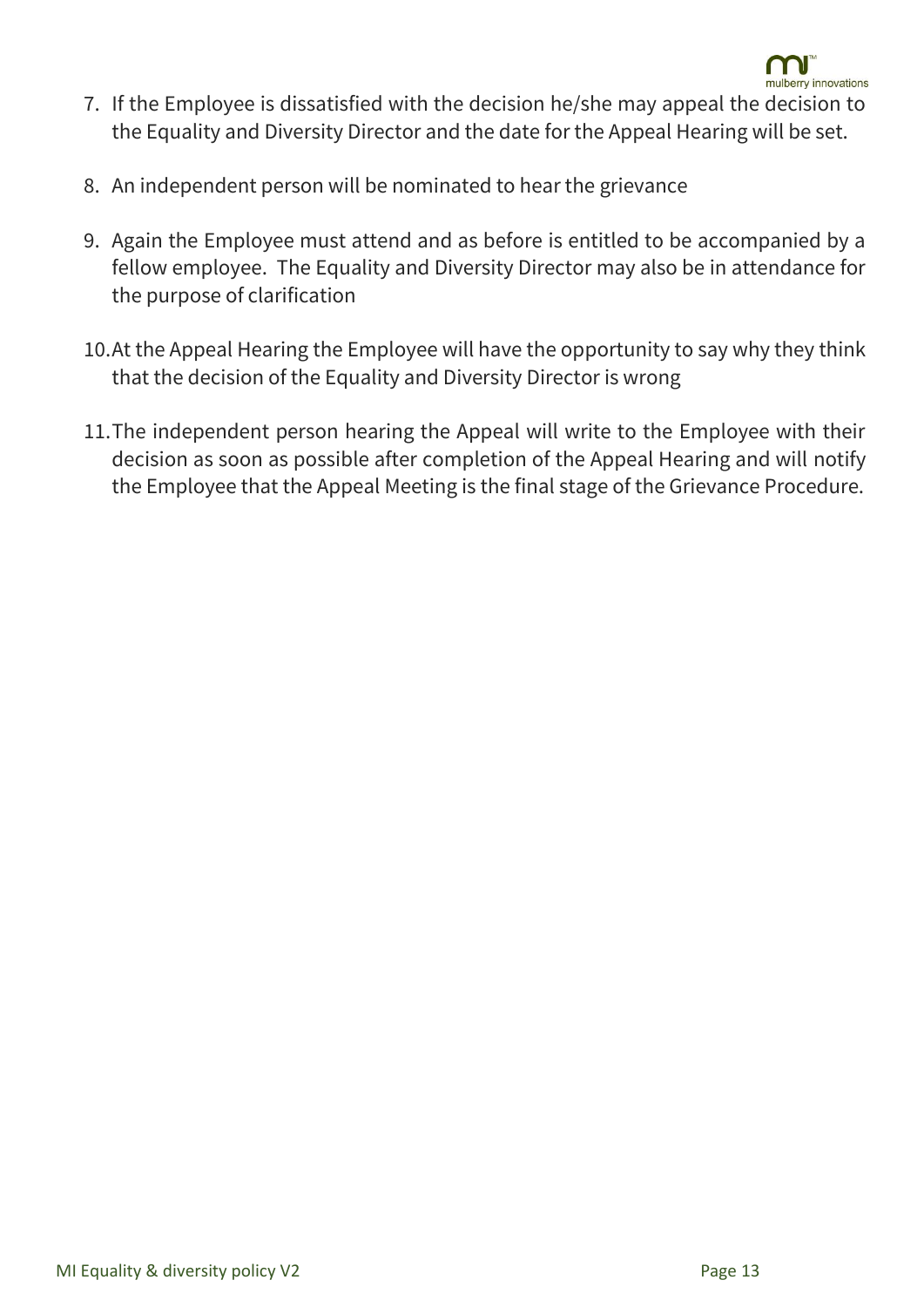7. If the Employee is dissatisfied with the decision he/she may appeal the decision to the Equality and Diversity Director and the date for the Appeal Hearing will be set.

8. An independent person will be nominated to hear the grievance

9. Again the Employee must attend and as before is entitled to be accompanied by a fellow employee. The Equality and Diversity Director may also be in attendance for the purpose of clarification

10. At the Appeal Hearing the Employee will have the opportunity to say why they think that the decision of the Equality and Diversity Director is wrong

11. The independent person hearing the Appeal will write to the Employee with their decision as soon as possible after completion of the Appeal Hearing and will notify the Employee that the Appeal Meeting is the final stage of the Grievance Procedure.